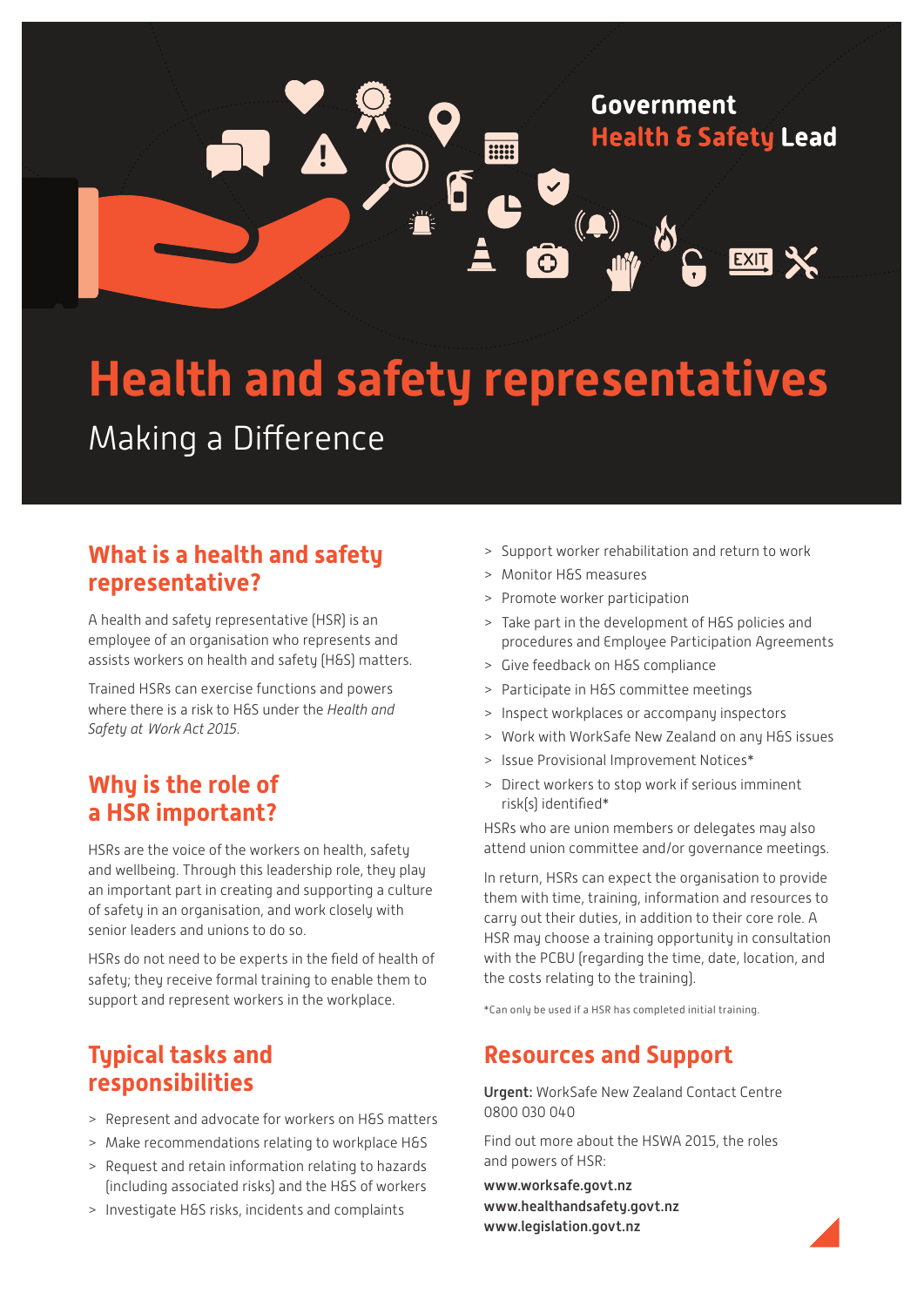Government
**Health & Safety Lead**

# Health and safety representatives

Making a Difference

## What is a health and safety representative?

A health and safety representative (HSR) is an employee of an organisation who represents and assists workers on health and safety (H&S) matters.

Trained HSRs can exercise functions and powers where there is a risk to H&S under the *Health and Safety at Work Act 2015*.

## Why is the role of a HSR important?

HSRs are the voice of the workers on health, safety and wellbeing. Through this leadership role, they play an important part in creating and supporting a culture of safety in an organisation, and work closely with senior leaders and unions to do so.

HSRs do not need to be experts in the field of health of safety; they receive formal training to enable them to support and represent workers in the workplace.

## Typical tasks and responsibilities

- Represent and advocate for workers on H&S matters
- Make recommendations relating to workplace H&S
- Request and retain information relating to hazards (including associated risks) and the H&S of workers
- Investigate H&S risks, incidents and complaints
- Support worker rehabilitation and return to work
- Monitor H&S measures
- Promote worker participation
- Take part in the development of H&S policies and procedures and Employee Participation Agreements
- Give feedback on H&S compliance
- Participate in H&S committee meetings
- Inspect workplaces or accompany inspectors
- Work with WorkSafe New Zealand on any H&S issues
- Issue Provisional Improvement Notices*
- Direct workers to stop work if serious imminent risk(s) identified*

HSRs who are union members or delegates may also attend union committee and/or governance meetings.

In return, HSRs can expect the organisation to provide them with time, training, information and resources to carry out their duties, in addition to their core role. A HSR may choose a training opportunity in consultation with the PCBU (regarding the time, date, location, and the costs relating to the training).

*Can only be used if a HSR has completed initial training.

## Resources and Support

**Urgent:** WorkSafe New Zealand Contact Centre 0800 030 040

Find out more about the HSWA 2015, the roles and powers of HSR:

**www.worksafe.govt.nz**
**www.healthandsafety.govt.nz**
**www.legislation.govt.nz**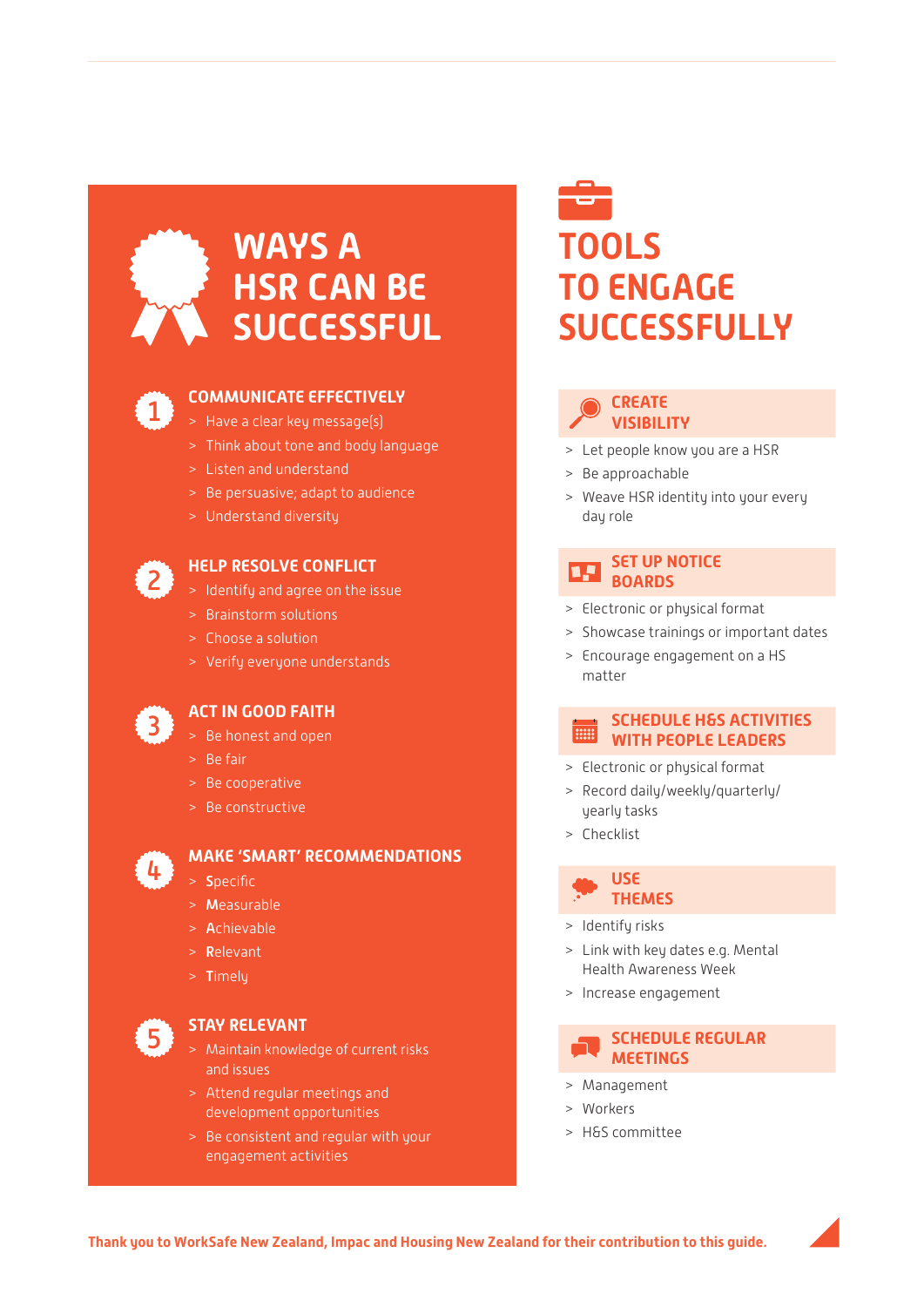# WAYS A HSR CAN BE SUCCESSFUL

### 1 COMMUNICATE EFFECTIVELY

- Have a clear key message(s)
- Think about tone and body language
- Listen and understand
- Be persuasive; adapt to audience
- Understand diversity

### 2 HELP RESOLVE CONFLICT

- Identify and agree on the issue
- Brainstorm solutions
- Choose a solution
- Verify everyone understands

### 3 ACT IN GOOD FAITH

- Be honest and open
- Be fair
- Be cooperative
- Be constructive

### 4 MAKE 'SMART' RECOMMENDATIONS

- **S**pecific
- **M**easurable
- **A**chievable
- **R**elevant
- **T**imely

### 5 STAY RELEVANT

- Maintain knowledge of current risks and issues
- Attend regular meetings and development opportunities
- Be consistent and regular with your engagement activities

# TOOLS TO ENGAGE SUCCESSFULLY

### CREATE VISIBILITY

- Let people know you are a HSR
- Be approachable
- Weave HSR identity into your every day role

### SET UP NOTICE BOARDS

- Electronic or physical format
- Showcase trainings or important dates
- Encourage engagement on a HS matter

### SCHEDULE H&S ACTIVITIES WITH PEOPLE LEADERS

- Electronic or physical format
- Record daily/weekly/quarterly/yearly tasks
- Checklist

### USE THEMES

- Identify risks
- Link with key dates e.g. Mental Health Awareness Week
- Increase engagement

### SCHEDULE REGULAR MEETINGS

- Management
- Workers
- H&S committee

**Thank you to WorkSafe New Zealand, Impac and Housing New Zealand for their contribution to this guide.**